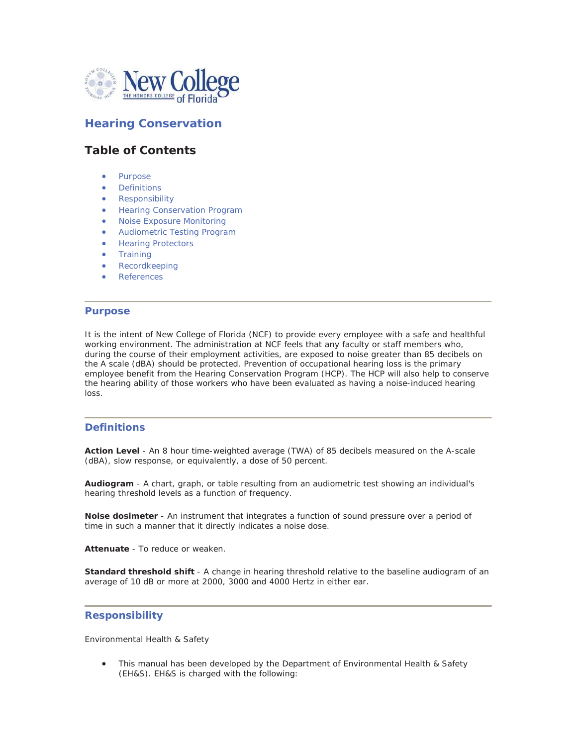# Hearing Conservation

## Table of Contents

- Purpose
- Definitions
- Responsibility
- Hearing Conservation Program
- Noise Exposure Monitoring
- Audiometric Testing Program
- Hearing Protectors
- Training
- Recordkeeping
- References

---

### Purpose

It is the intent of New College of Florida (NCF) to provide every employee with a safe and healthful working environment. The administration at NCF feels that any faculty or staff members who, during the course of their employment activities, are exposed to noise greater than 85 decibels on the A scale (dBA) should be protected. Prevention of occupational hearing loss is the primary employee benefit from the Hearing Conservation Program (HCP). The HCP will also help to conserve the hearing ability of those workers who have been evaluated as having a noise-induced hearing loss.

---

### Definitions

**Action Level** - An 8 hour time-weighted average (TWA) of 85 decibels measured on the A-scale (dBA), slow response, or equivalently, a dose of 50 percent.

**Audiogram** - A chart, graph, or table resulting from an audiometric test showing an individual's hearing threshold levels as a function of frequency.

**Noise dosimeter** - An instrument that integrates a function of sound pressure over a period of time in such a manner that it directly indicates a noise dose.

**Attenuate** - To reduce or weaken.

**Standard threshold shift** - A change in hearing threshold relative to the baseline audiogram of an average of 10 dB or more at 2000, 3000 and 4000 Hertz in either ear.

---

### Responsibility

Environmental Health & Safety

- This manual has been developed by the Department of Environmental Health & Safety (EH&S). EH&S is charged with the following: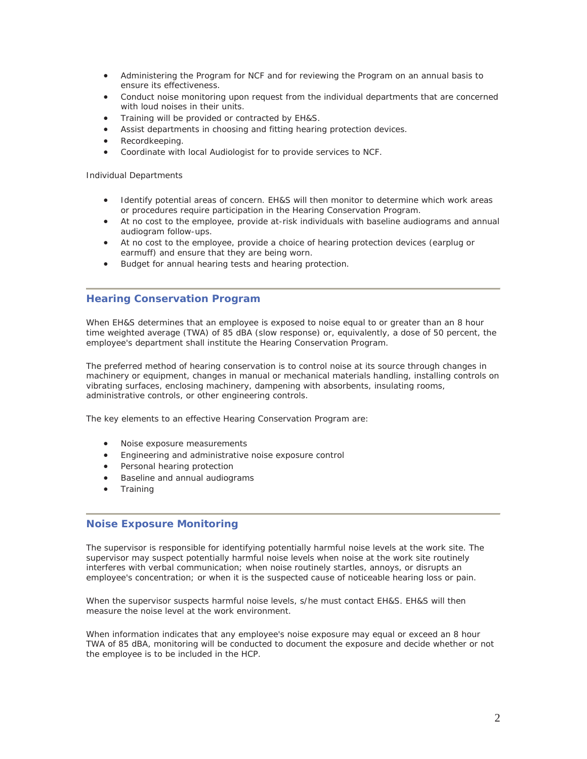- Administering the Program for NCF and for reviewing the Program on an annual basis to ensure its effectiveness.
- Conduct noise monitoring upon request from the individual departments that are concerned with loud noises in their units.
- Training will be provided or contracted by EH&S.
- Assist departments in choosing and fitting hearing protection devices.
- Recordkeeping.
- Coordinate with local Audiologist for to provide services to NCF.

Individual Departments

- Identify potential areas of concern. EH&S will then monitor to determine which work areas or procedures require participation in the Hearing Conservation Program.
- At no cost to the employee, provide at-risk individuals with baseline audiograms and annual audiogram follow-ups.
- At no cost to the employee, provide a choice of hearing protection devices (earplug or earmuff) and ensure that they are being worn.
- Budget for annual hearing tests and hearing protection.

---

## Hearing Conservation Program

When EH&S determines that an employee is exposed to noise equal to or greater than an 8 hour time weighted average (TWA) of 85 dBA (slow response) or, equivalently, a dose of 50 percent, the employee's department shall institute the Hearing Conservation Program.

The preferred method of hearing conservation is to control noise at its source through changes in machinery or equipment, changes in manual or mechanical materials handling, installing controls on vibrating surfaces, enclosing machinery, dampening with absorbents, insulating rooms, administrative controls, or other engineering controls.

The key elements to an effective Hearing Conservation Program are:

- Noise exposure measurements
- Engineering and administrative noise exposure control
- Personal hearing protection
- Baseline and annual audiograms
- Training

---

## Noise Exposure Monitoring

The supervisor is responsible for identifying potentially harmful noise levels at the work site. The supervisor may suspect potentially harmful noise levels when noise at the work site routinely interferes with verbal communication; when noise routinely startles, annoys, or disrupts an employee's concentration; or when it is the suspected cause of noticeable hearing loss or pain.

When the supervisor suspects harmful noise levels, s/he must contact EH&S. EH&S will then measure the noise level at the work environment.

When information indicates that any employee's noise exposure may equal or exceed an 8 hour TWA of 85 dBA, monitoring will be conducted to document the exposure and decide whether or not the employee is to be included in the HCP.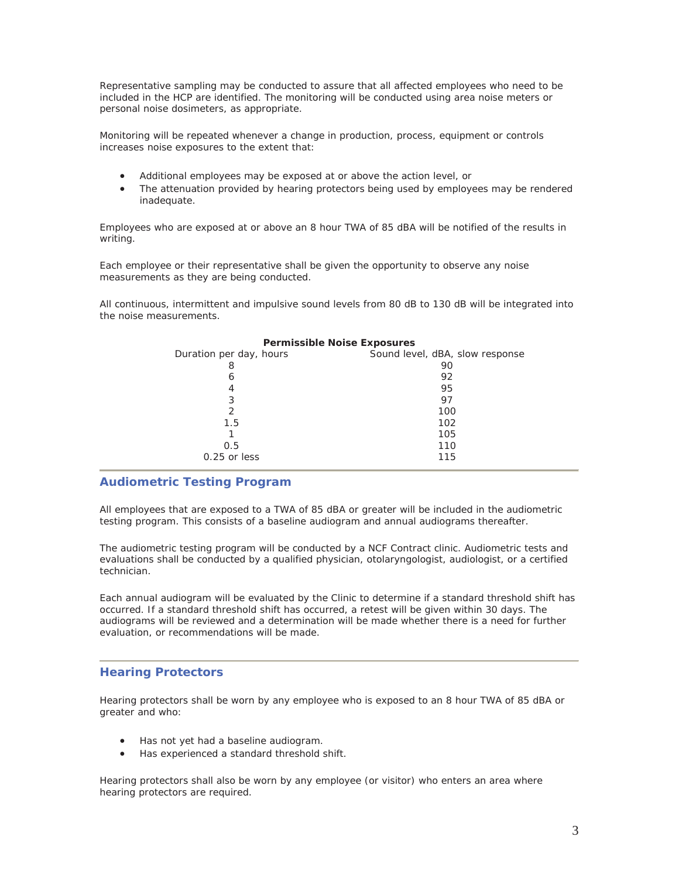Representative sampling may be conducted to assure that all affected employees who need to be included in the HCP are identified. The monitoring will be conducted using area noise meters or personal noise dosimeters, as appropriate.

Monitoring will be repeated whenever a change in production, process, equipment or controls increases noise exposures to the extent that:

- Additional employees may be exposed at or above the action level, or
- The attenuation provided by hearing protectors being used by employees may be rendered inadequate.

Employees who are exposed at or above an 8 hour TWA of 85 dBA will be notified of the results in writing.

Each employee or their representative shall be given the opportunity to observe any noise measurements as they are being conducted.

All continuous, intermittent and impulsive sound levels from 80 dB to 130 dB will be integrated into the noise measurements.

**Permissible Noise Exposures**

| Duration per day, hours | Sound level, dBA, slow response |
|---|---|
| 8 | 90 |
| 6 | 92 |
| 4 | 95 |
| 3 | 97 |
| 2 | 100 |
| 1.5 | 102 |
| 1 | 105 |
| 0.5 | 110 |
| 0.25 or less | 115 |

## Audiometric Testing Program

All employees that are exposed to a TWA of 85 dBA or greater will be included in the audiometric testing program. This consists of a baseline audiogram and annual audiograms thereafter.

The audiometric testing program will be conducted by a NCF Contract clinic. Audiometric tests and evaluations shall be conducted by a qualified physician, otolaryngologist, audiologist, or a certified technician.

Each annual audiogram will be evaluated by the Clinic to determine if a standard threshold shift has occurred. If a standard threshold shift has occurred, a retest will be given within 30 days. The audiograms will be reviewed and a determination will be made whether there is a need for further evaluation, or recommendations will be made.

## Hearing Protectors

Hearing protectors shall be worn by any employee who is exposed to an 8 hour TWA of 85 dBA or greater and who:

- Has not yet had a baseline audiogram.
- Has experienced a standard threshold shift.

Hearing protectors shall also be worn by any employee (or visitor) who enters an area where hearing protectors are required.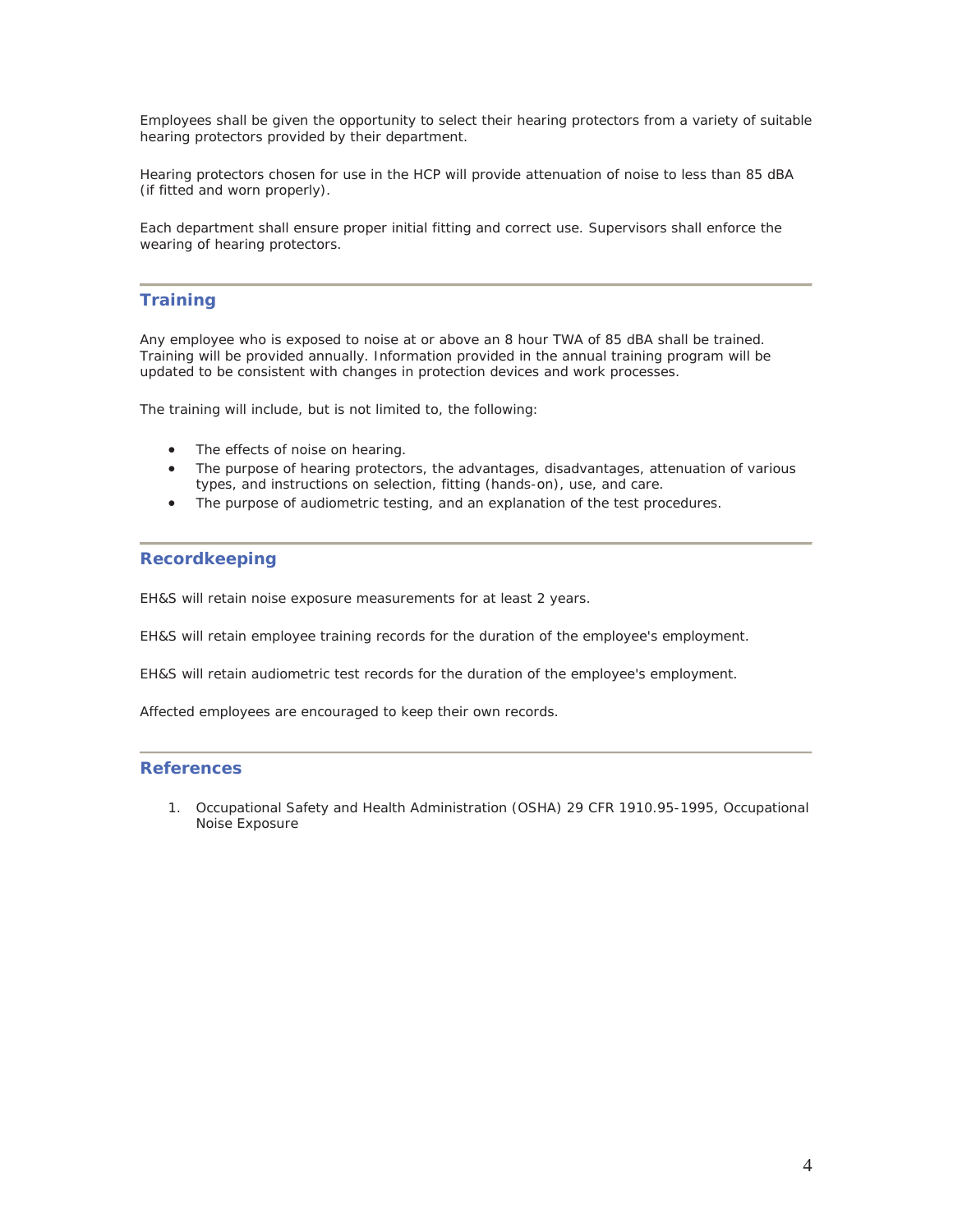Employees shall be given the opportunity to select their hearing protectors from a variety of suitable hearing protectors provided by their department.

Hearing protectors chosen for use in the HCP will provide attenuation of noise to less than 85 dBA (if fitted and worn properly).

Each department shall ensure proper initial fitting and correct use. Supervisors shall enforce the wearing of hearing protectors.

## Training

Any employee who is exposed to noise at or above an 8 hour TWA of 85 dBA shall be trained. Training will be provided annually. Information provided in the annual training program will be updated to be consistent with changes in protection devices and work processes.

The training will include, but is not limited to, the following:

- The effects of noise on hearing.
- The purpose of hearing protectors, the advantages, disadvantages, attenuation of various types, and instructions on selection, fitting (hands-on), use, and care.
- The purpose of audiometric testing, and an explanation of the test procedures.

## Recordkeeping

EH&S will retain noise exposure measurements for at least 2 years.

EH&S will retain employee training records for the duration of the employee's employment.

EH&S will retain audiometric test records for the duration of the employee's employment.

Affected employees are encouraged to keep their own records.

## References

1. Occupational Safety and Health Administration (OSHA) 29 CFR 1910.95-1995, Occupational Noise Exposure